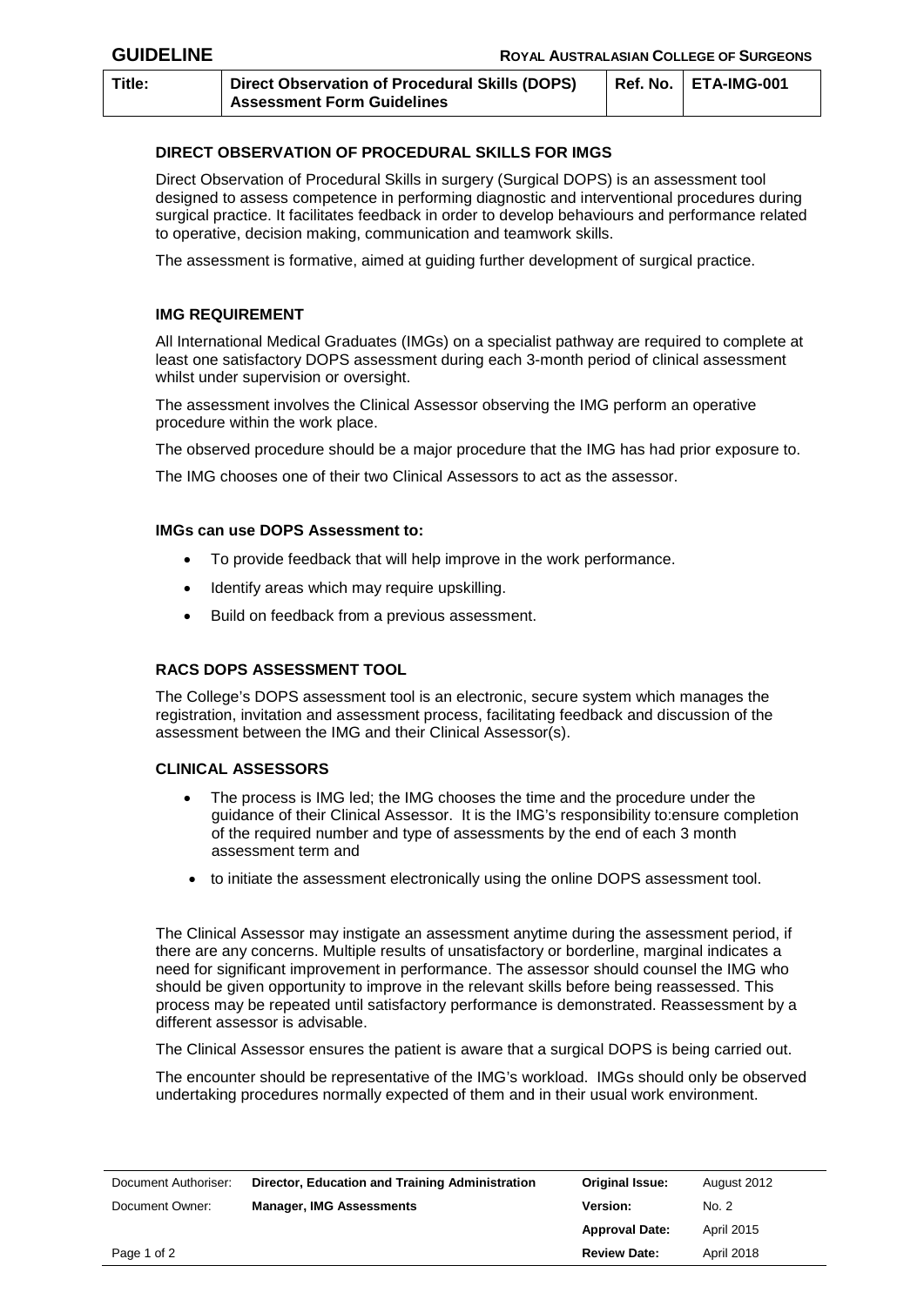**GUIDELINE** — **ROYAL AUSTRALASIAN COLLEGE OF SURGEONS**

| Title: | Direct Observation of Procedural Skills (DOPS) Assessment Form Guidelines | Ref. No. | ETA-IMG-001 |
|---|---|---|---|

### DIRECT OBSERVATION OF PROCEDURAL SKILLS FOR IMGS

Direct Observation of Procedural Skills in surgery (Surgical DOPS) is an assessment tool designed to assess competence in performing diagnostic and interventional procedures during surgical practice. It facilitates feedback in order to develop behaviours and performance related to operative, decision making, communication and teamwork skills.

The assessment is formative, aimed at guiding further development of surgical practice.

### IMG REQUIREMENT

All International Medical Graduates (IMGs) on a specialist pathway are required to complete at least one satisfactory DOPS assessment during each 3-month period of clinical assessment whilst under supervision or oversight.

The assessment involves the Clinical Assessor observing the IMG perform an operative procedure within the work place.

The observed procedure should be a major procedure that the IMG has had prior exposure to.

The IMG chooses one of their two Clinical Assessors to act as the assessor.

#### IMGs can use DOPS Assessment to:

- To provide feedback that will help improve in the work performance.
- Identify areas which may require upskilling.
- Build on feedback from a previous assessment.

### RACS DOPS ASSESSMENT TOOL

The College's DOPS assessment tool is an electronic, secure system which manages the registration, invitation and assessment process, facilitating feedback and discussion of the assessment between the IMG and their Clinical Assessor(s).

### CLINICAL ASSESSORS

- The process is IMG led; the IMG chooses the time and the procedure under the guidance of their Clinical Assessor. It is the IMG's responsibility to:ensure completion of the required number and type of assessments by the end of each 3 month assessment term and
- to initiate the assessment electronically using the online DOPS assessment tool.

The Clinical Assessor may instigate an assessment anytime during the assessment period, if there are any concerns. Multiple results of unsatisfactory or borderline, marginal indicates a need for significant improvement in performance. The assessor should counsel the IMG who should be given opportunity to improve in the relevant skills before being reassessed. This process may be repeated until satisfactory performance is demonstrated. Reassessment by a different assessor is advisable.

The Clinical Assessor ensures the patient is aware that a surgical DOPS is being carried out.

The encounter should be representative of the IMG's workload. IMGs should only be observed undertaking procedures normally expected of them and in their usual work environment.

| Document Authoriser: | Director, Education and Training Administration | Original Issue: | August 2012 |
|---|---|---|---|
| Document Owner: | Manager, IMG Assessments | Version: | No. 2 |
| | | Approval Date: | April 2015 |
| | | Review Date: | April 2018 |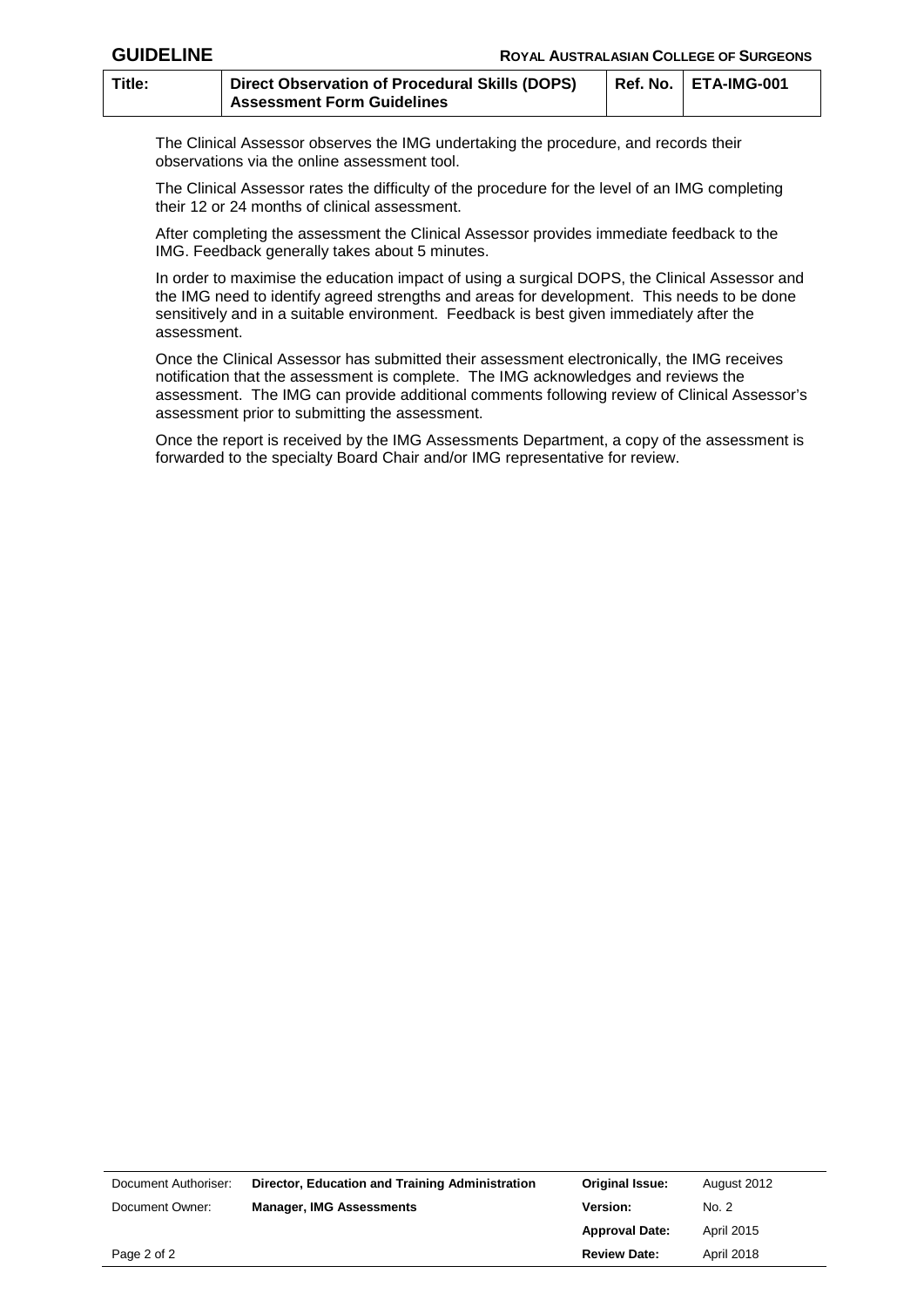The Clinical Assessor observes the IMG undertaking the procedure, and records their observations via the online assessment tool.

The Clinical Assessor rates the difficulty of the procedure for the level of an IMG completing their 12 or 24 months of clinical assessment.

After completing the assessment the Clinical Assessor provides immediate feedback to the IMG. Feedback generally takes about 5 minutes.

In order to maximise the education impact of using a surgical DOPS, the Clinical Assessor and the IMG need to identify agreed strengths and areas for development. This needs to be done sensitively and in a suitable environment. Feedback is best given immediately after the assessment.

Once the Clinical Assessor has submitted their assessment electronically, the IMG receives notification that the assessment is complete. The IMG acknowledges and reviews the assessment. The IMG can provide additional comments following review of Clinical Assessor's assessment prior to submitting the assessment.

Once the report is received by the IMG Assessments Department, a copy of the assessment is forwarded to the specialty Board Chair and/or IMG representative for review.